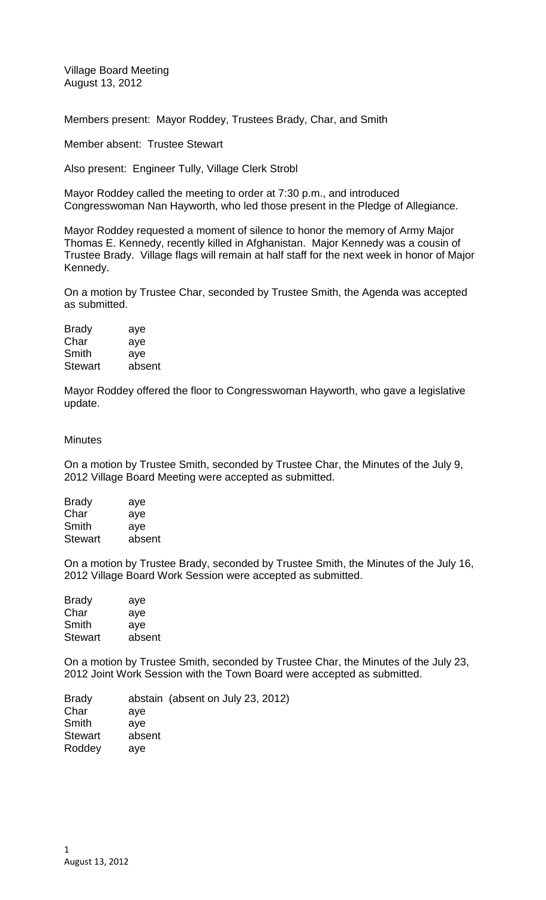Village Board Meeting
August 13, 2012

Members present: Mayor Roddey, Trustees Brady, Char, and Smith

Member absent: Trustee Stewart

Also present: Engineer Tully, Village Clerk Strobl

Mayor Roddey called the meeting to order at 7:30 p.m., and introduced Congresswoman Nan Hayworth, who led those present in the Pledge of Allegiance.

Mayor Roddey requested a moment of silence to honor the memory of Army Major Thomas E. Kennedy, recently killed in Afghanistan. Major Kennedy was a cousin of Trustee Brady. Village flags will remain at half staff for the next week in honor of Major Kennedy.

On a motion by Trustee Char, seconded by Trustee Smith, the Agenda was accepted as submitted.

| | |
|---|---|
| Brady | aye |
| Char | aye |
| Smith | aye |
| Stewart | absent |

Mayor Roddey offered the floor to Congresswoman Hayworth, who gave a legislative update.

Minutes

On a motion by Trustee Smith, seconded by Trustee Char, the Minutes of the July 9, 2012 Village Board Meeting were accepted as submitted.

| | |
|---|---|
| Brady | aye |
| Char | aye |
| Smith | aye |
| Stewart | absent |

On a motion by Trustee Brady, seconded by Trustee Smith, the Minutes of the July 16, 2012 Village Board Work Session were accepted as submitted.

| | |
|---|---|
| Brady | aye |
| Char | aye |
| Smith | aye |
| Stewart | absent |

On a motion by Trustee Smith, seconded by Trustee Char, the Minutes of the July 23, 2012 Joint Work Session with the Town Board were accepted as submitted.

| | |
|---|---|
| Brady | abstain (absent on July 23, 2012) |
| Char | aye |
| Smith | aye |
| Stewart | absent |
| Roddey | aye |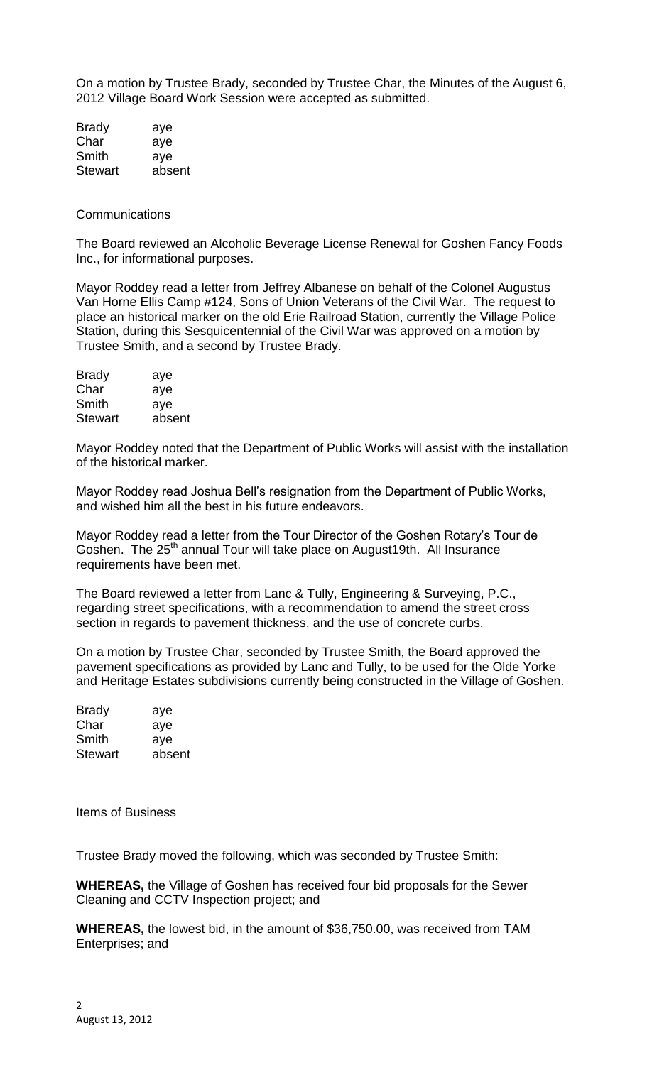On a motion by Trustee Brady, seconded by Trustee Char, the Minutes of the August 6, 2012 Village Board Work Session were accepted as submitted.

| | |
|---|---|
| Brady | aye |
| Char | aye |
| Smith | aye |
| Stewart | absent |

Communications

The Board reviewed an Alcoholic Beverage License Renewal for Goshen Fancy Foods Inc., for informational purposes.

Mayor Roddey read a letter from Jeffrey Albanese on behalf of the Colonel Augustus Van Horne Ellis Camp #124, Sons of Union Veterans of the Civil War. The request to place an historical marker on the old Erie Railroad Station, currently the Village Police Station, during this Sesquicentennial of the Civil War was approved on a motion by Trustee Smith, and a second by Trustee Brady.

| | |
|---|---|
| Brady | aye |
| Char | aye |
| Smith | aye |
| Stewart | absent |

Mayor Roddey noted that the Department of Public Works will assist with the installation of the historical marker.

Mayor Roddey read Joshua Bell's resignation from the Department of Public Works, and wished him all the best in his future endeavors.

Mayor Roddey read a letter from the Tour Director of the Goshen Rotary's Tour de Goshen. The 25th annual Tour will take place on August19th. All Insurance requirements have been met.

The Board reviewed a letter from Lanc & Tully, Engineering & Surveying, P.C., regarding street specifications, with a recommendation to amend the street cross section in regards to pavement thickness, and the use of concrete curbs.

On a motion by Trustee Char, seconded by Trustee Smith, the Board approved the pavement specifications as provided by Lanc and Tully, to be used for the Olde Yorke and Heritage Estates subdivisions currently being constructed in the Village of Goshen.

| | |
|---|---|
| Brady | aye |
| Char | aye |
| Smith | aye |
| Stewart | absent |

Items of Business

Trustee Brady moved the following, which was seconded by Trustee Smith:

**WHEREAS,** the Village of Goshen has received four bid proposals for the Sewer Cleaning and CCTV Inspection project; and

**WHEREAS,** the lowest bid, in the amount of $36,750.00, was received from TAM Enterprises; and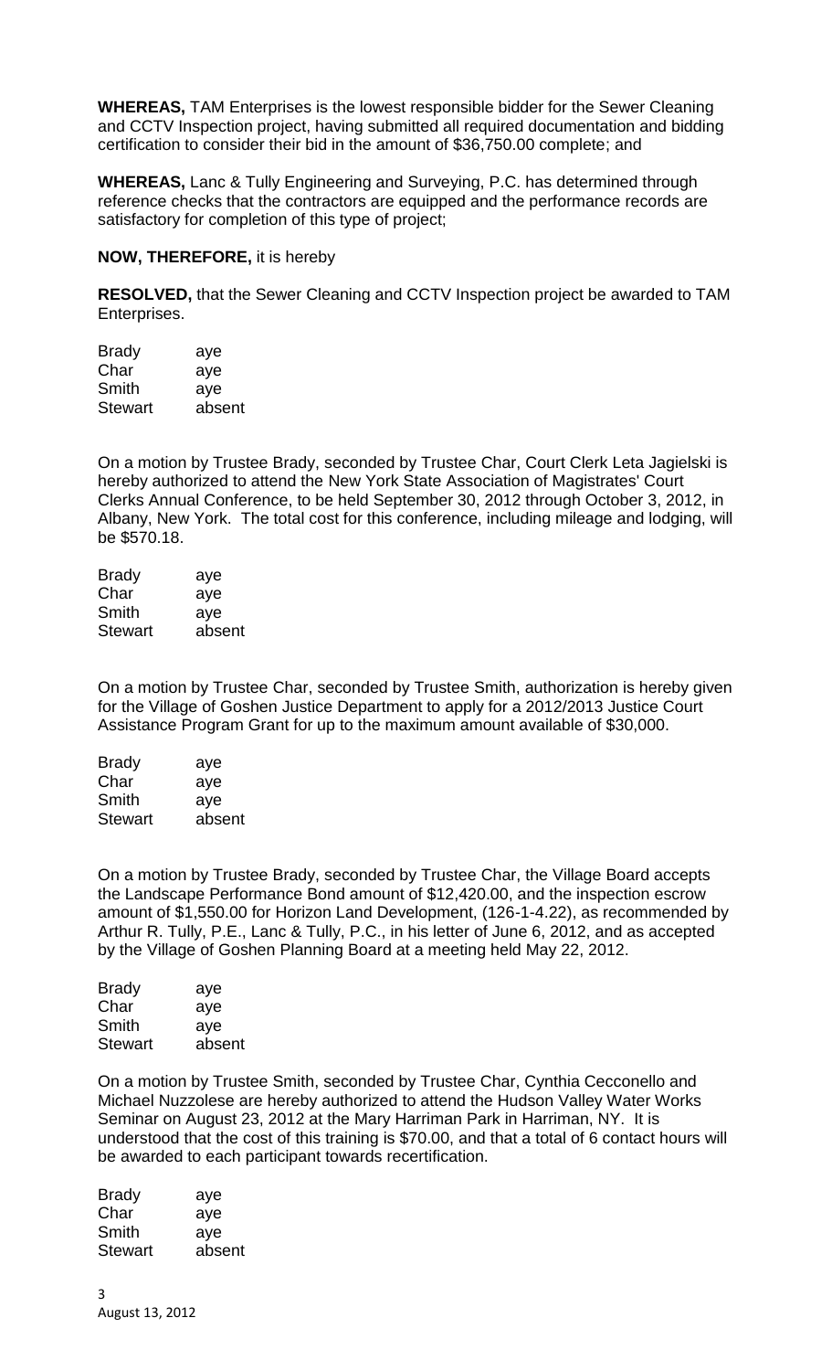**WHEREAS,** TAM Enterprises is the lowest responsible bidder for the Sewer Cleaning and CCTV Inspection project, having submitted all required documentation and bidding certification to consider their bid in the amount of $36,750.00 complete; and

**WHEREAS,** Lanc & Tully Engineering and Surveying, P.C. has determined through reference checks that the contractors are equipped and the performance records are satisfactory for completion of this type of project;

**NOW, THEREFORE,** it is hereby

**RESOLVED,** that the Sewer Cleaning and CCTV Inspection project be awarded to TAM Enterprises.

| | |
|---|---|
| Brady | aye |
| Char | aye |
| Smith | aye |
| Stewart | absent |

On a motion by Trustee Brady, seconded by Trustee Char, Court Clerk Leta Jagielski is hereby authorized to attend the New York State Association of Magistrates' Court Clerks Annual Conference, to be held September 30, 2012 through October 3, 2012, in Albany, New York. The total cost for this conference, including mileage and lodging, will be $570.18.

| | |
|---|---|
| Brady | aye |
| Char | aye |
| Smith | aye |
| Stewart | absent |

On a motion by Trustee Char, seconded by Trustee Smith, authorization is hereby given for the Village of Goshen Justice Department to apply for a 2012/2013 Justice Court Assistance Program Grant for up to the maximum amount available of $30,000.

| | |
|---|---|
| Brady | aye |
| Char | aye |
| Smith | aye |
| Stewart | absent |

On a motion by Trustee Brady, seconded by Trustee Char, the Village Board accepts the Landscape Performance Bond amount of $12,420.00, and the inspection escrow amount of $1,550.00 for Horizon Land Development, (126-1-4.22), as recommended by Arthur R. Tully, P.E., Lanc & Tully, P.C., in his letter of June 6, 2012, and as accepted by the Village of Goshen Planning Board at a meeting held May 22, 2012.

| | |
|---|---|
| Brady | aye |
| Char | aye |
| Smith | aye |
| Stewart | absent |

On a motion by Trustee Smith, seconded by Trustee Char, Cynthia Cecconello and Michael Nuzzolese are hereby authorized to attend the Hudson Valley Water Works Seminar on August 23, 2012 at the Mary Harriman Park in Harriman, NY. It is understood that the cost of this training is $70.00, and that a total of 6 contact hours will be awarded to each participant towards recertification.

| | |
|---|---|
| Brady | aye |
| Char | aye |
| Smith | aye |
| Stewart | absent |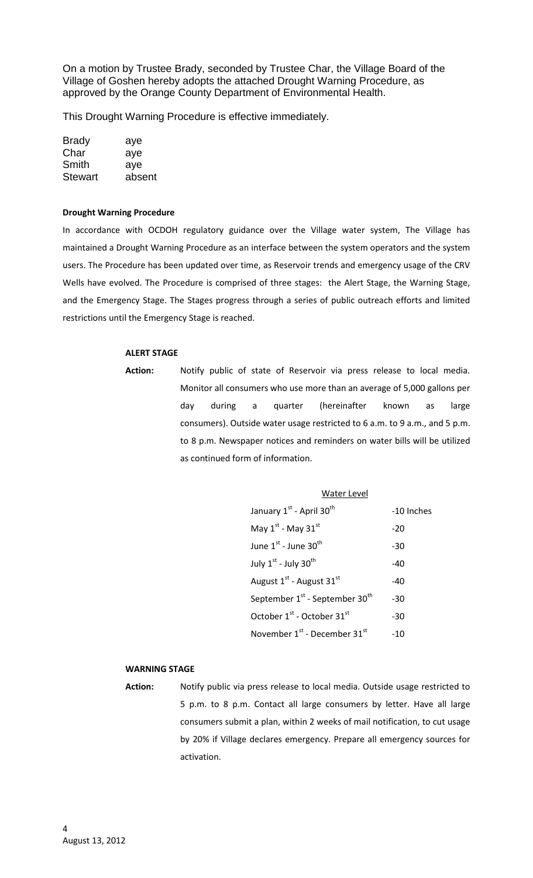On a motion by Trustee Brady, seconded by Trustee Char, the Village Board of the Village of Goshen hereby adopts the attached Drought Warning Procedure, as approved by the Orange County Department of Environmental Health.

This Drought Warning Procedure is effective immediately.

| | |
|---|---|
| Brady | aye |
| Char | aye |
| Smith | aye |
| Stewart | absent |

**Drought Warning Procedure**

In accordance with OCDOH regulatory guidance over the Village water system, The Village has maintained a Drought Warning Procedure as an interface between the system operators and the system users. The Procedure has been updated over time, as Reservoir trends and emergency usage of the CRV Wells have evolved. The Procedure is comprised of three stages: the Alert Stage, the Warning Stage, and the Emergency Stage. The Stages progress through a series of public outreach efforts and limited restrictions until the Emergency Stage is reached.

**ALERT STAGE**

**Action:** Notify public of state of Reservoir via press release to local media. Monitor all consumers who use more than an average of 5,000 gallons per day during a quarter (hereinafter known as large consumers). Outside water usage restricted to 6 a.m. to 9 a.m., and 5 p.m. to 8 p.m. Newspaper notices and reminders on water bills will be utilized as continued form of information.

| Water Level | |
|---|---|
| January 1st - April 30th | -10 Inches |
| May 1st - May 31st | -20 |
| June 1st - June 30th | -30 |
| July 1st - July 30th | -40 |
| August 1st - August 31st | -40 |
| September 1st - September 30th | -30 |
| October 1st - October 31st | -30 |
| November 1st - December 31st | -10 |

**WARNING STAGE**

**Action:** Notify public via press release to local media. Outside usage restricted to 5 p.m. to 8 p.m. Contact all large consumers by letter. Have all large consumers submit a plan, within 2 weeks of mail notification, to cut usage by 20% if Village declares emergency. Prepare all emergency sources for activation.

August 13, 2012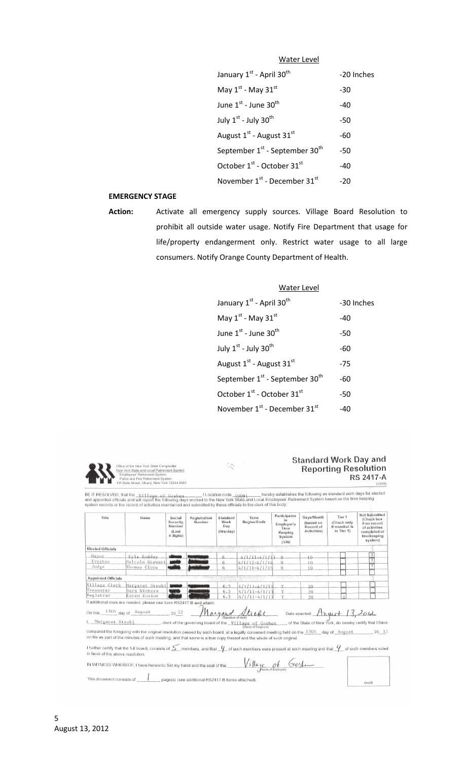| Water Level | |
|---|---|
| January 1st - April 30th | -20 Inches |
| May 1st - May 31st | -30 |
| June 1st - June 30th | -40 |
| July 1st - July 30th | -50 |
| August 1st - August 31st | -60 |
| September 1st - September 30th | -50 |
| October 1st - October 31st | -40 |
| November 1st - December 31st | -20 |

**EMERGENCY STAGE**

**Action:** Activate all emergency supply sources. Village Board Resolution to prohibit all outside water usage. Notify Fire Department that usage for life/property endangerment only. Restrict water usage to all large consumers. Notify Orange County Department of Health.

| Water Level | |
|---|---|
| January 1st - April 30th | -30 Inches |
| May 1st - May 31st | -40 |
| June 1st - June 30th | -50 |
| July 1st - July 30th | -60 |
| August 1st - August 31st | -75 |
| September 1st - September 30th | -60 |
| October 1st - October 31st | -50 |
| November 1st - December 31st | -40 |

Office of the New York State Comptroller
New York State and Local Retirement System
Employees' Retirement System
Police and Fire Retirement System
110 State Street, Albany, New York 12244-0001

**Standard Work Day and Reporting Resolution**
**RS 2417-A**
(12/10)

BE IT RESOLVED, that the Village of Goshen / Location code 40091 hereby establishes the following as standard work days for elected and appointed officials and will report the following days worked to the New York State and Local Employees' Retirement System based on the time keeping system records or the record of activities maintained and submitted by these officials to the clerk of this body:

| Title | Name | Social Security Number (Last 4 digits) | Registration Number | Standard Work Day (Hrs/day) | Term Begins/Ends | Participates in Employer's Time Keeping System (Y/N) | Days/Month (based on Record of Activities) | Tier 1 (Check only if member is in Tier 1) | Not Submitted (Check box if no record of activities completed or timekeeping system) |
|---|---|---|---|---|---|---|---|---|---|
| **Elected Officials** | | | | | | | | | |
| Mayor | Kyle Roddey | | | 6 | 4/1/11-4/1/13 | N | 10 | | X |
| Trustee | Malcolm Stewart | | | 6 | 4/1/12-4/1/14 | N | 10 | | X |
| Judge | Thomas Clone | | | 6 | 4/1/11-4/1/15 | N | 10 | | X |
| **Appointed Officials** | | | | | | | | | |
| Village Clerk | Margaret Strobl | | | 6.5 | 4/1/11-4/1/13 | Y | 20 | | |
| Treasurer | Sara Winters | | | 6.5 | 4/1/11-4/1/13 | Y | 20 | | |
| Registrar | Karen Kostor | | | 6.5 | 4/1/11-4/1/13 | Y | 20 | X | |

If additional rows are needed, please use form RS2417-B and attach.

On this 13th day of August, 20 12 Margaret Strobl (Signature of clerk) Date enacted: August 13, 2012

I, Margaret Strobl, clerk of the governing board of the Village of Goshen (Name of Employer), of the State of New York, do hereby certify that I have compared the foregoing with the original resolution passed by such board, at a legally convened meeting held on the 13th day of August, 20 12 on file as part of the minutes of such meeting, and that same is a true copy thereof and the whole of such original.

I further certify that the full board, consists of 5 members, and that 4 of such members were present at such meeting and that 4 of such members voted in favor of the above resolution.

IN WITNESS WHEREOF, I have hereunto Set my hand and the seal of the Village of Goshen (Name of Employer)

This document consists of 1 page(s) (see additional RS2417-B forms attached).

(seal)

August 13, 2012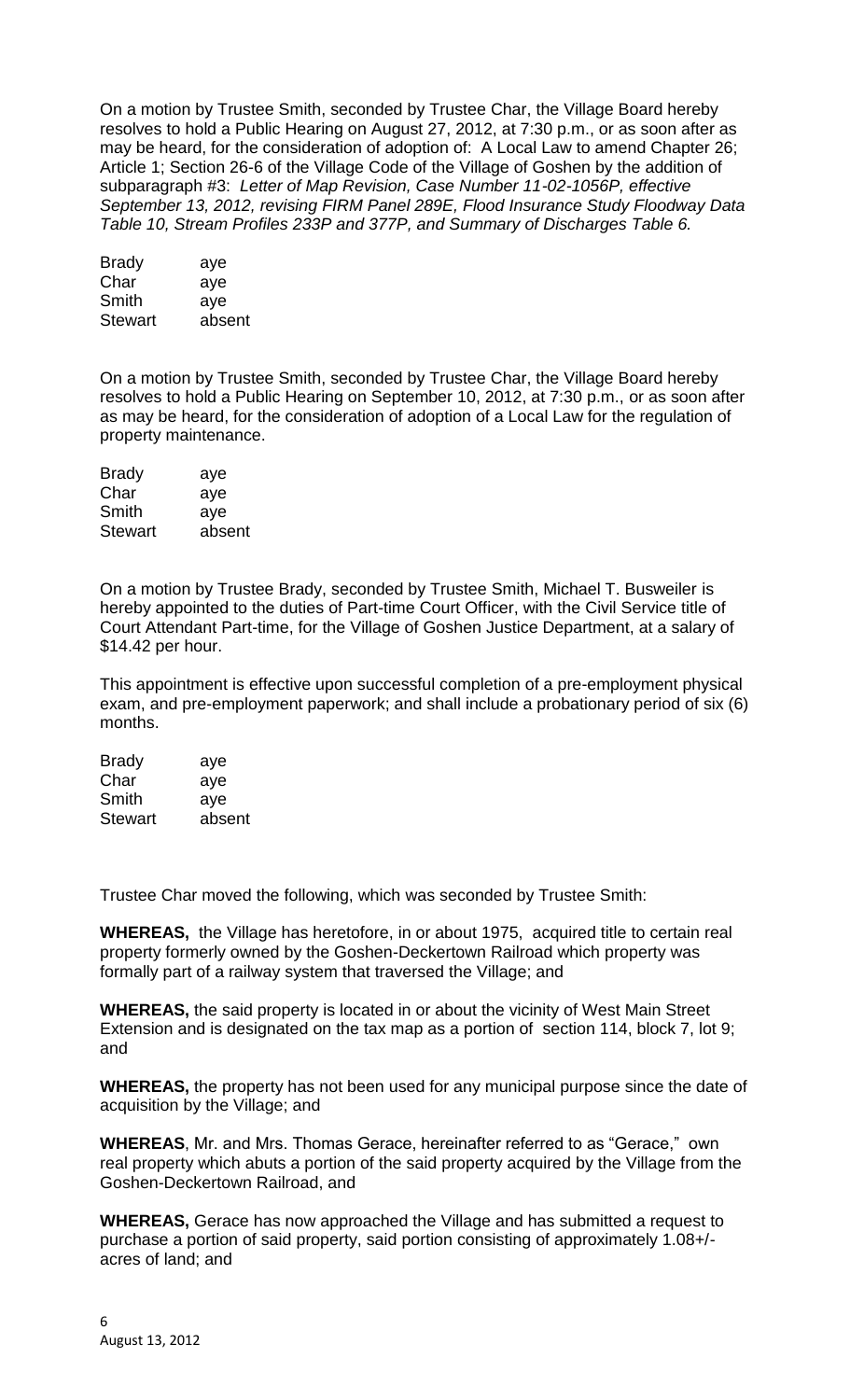On a motion by Trustee Smith, seconded by Trustee Char, the Village Board hereby resolves to hold a Public Hearing on August 27, 2012, at 7:30 p.m., or as soon after as may be heard, for the consideration of adoption of: A Local Law to amend Chapter 26; Article 1; Section 26-6 of the Village Code of the Village of Goshen by the addition of subparagraph #3: *Letter of Map Revision, Case Number 11-02-1056P, effective September 13, 2012, revising FIRM Panel 289E, Flood Insurance Study Floodway Data Table 10, Stream Profiles 233P and 377P, and Summary of Discharges Table 6.*

| | |
|---|---|
| Brady | aye |
| Char | aye |
| Smith | aye |
| Stewart | absent |

On a motion by Trustee Smith, seconded by Trustee Char, the Village Board hereby resolves to hold a Public Hearing on September 10, 2012, at 7:30 p.m., or as soon after as may be heard, for the consideration of adoption of a Local Law for the regulation of property maintenance.

| | |
|---|---|
| Brady | aye |
| Char | aye |
| Smith | aye |
| Stewart | absent |

On a motion by Trustee Brady, seconded by Trustee Smith, Michael T. Busweiler is hereby appointed to the duties of Part-time Court Officer, with the Civil Service title of Court Attendant Part-time, for the Village of Goshen Justice Department, at a salary of $14.42 per hour.

This appointment is effective upon successful completion of a pre-employment physical exam, and pre-employment paperwork; and shall include a probationary period of six (6) months.

| | |
|---|---|
| Brady | aye |
| Char | aye |
| Smith | aye |
| Stewart | absent |

Trustee Char moved the following, which was seconded by Trustee Smith:

**WHEREAS,** the Village has heretofore, in or about 1975, acquired title to certain real property formerly owned by the Goshen-Deckertown Railroad which property was formally part of a railway system that traversed the Village; and

**WHEREAS,** the said property is located in or about the vicinity of West Main Street Extension and is designated on the tax map as a portion of section 114, block 7, lot 9; and

**WHEREAS,** the property has not been used for any municipal purpose since the date of acquisition by the Village; and

**WHEREAS**, Mr. and Mrs. Thomas Gerace, hereinafter referred to as "Gerace," own real property which abuts a portion of the said property acquired by the Village from the Goshen-Deckertown Railroad, and

**WHEREAS,** Gerace has now approached the Village and has submitted a request to purchase a portion of said property, said portion consisting of approximately 1.08+/- acres of land; and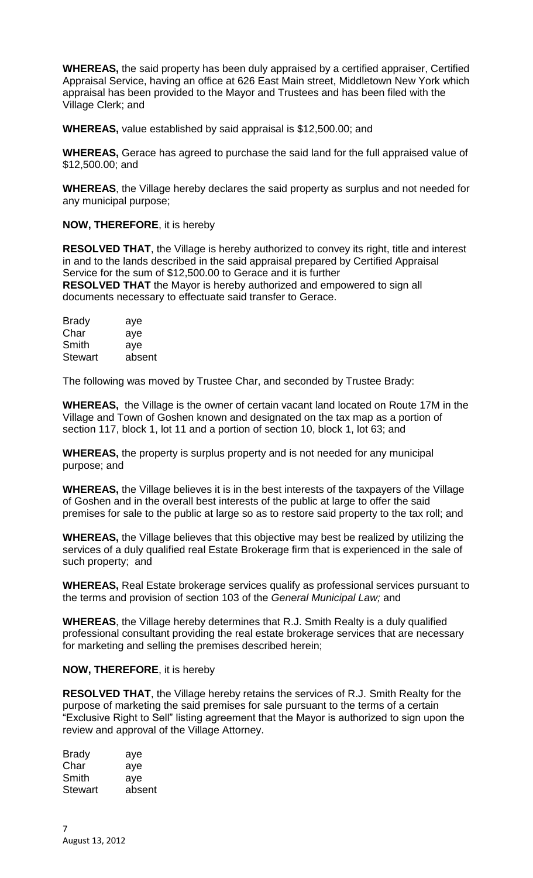**WHEREAS,** the said property has been duly appraised by a certified appraiser, Certified Appraisal Service, having an office at 626 East Main street, Middletown New York which appraisal has been provided to the Mayor and Trustees and has been filed with the Village Clerk; and

**WHEREAS,** value established by said appraisal is $12,500.00; and

**WHEREAS,** Gerace has agreed to purchase the said land for the full appraised value of $12,500.00; and

**WHEREAS**, the Village hereby declares the said property as surplus and not needed for any municipal purpose;

**NOW, THEREFORE**, it is hereby

**RESOLVED THAT**, the Village is hereby authorized to convey its right, title and interest in and to the lands described in the said appraisal prepared by Certified Appraisal Service for the sum of $12,500.00 to Gerace and it is further
**RESOLVED THAT** the Mayor is hereby authorized and empowered to sign all documents necessary to effectuate said transfer to Gerace.

| | |
|---|---|
| Brady | aye |
| Char | aye |
| Smith | aye |
| Stewart | absent |

The following was moved by Trustee Char, and seconded by Trustee Brady:

**WHEREAS,** the Village is the owner of certain vacant land located on Route 17M in the Village and Town of Goshen known and designated on the tax map as a portion of section 117, block 1, lot 11 and a portion of section 10, block 1, lot 63; and

**WHEREAS,** the property is surplus property and is not needed for any municipal purpose; and

**WHEREAS,** the Village believes it is in the best interests of the taxpayers of the Village of Goshen and in the overall best interests of the public at large to offer the said premises for sale to the public at large so as to restore said property to the tax roll; and

**WHEREAS,** the Village believes that this objective may best be realized by utilizing the services of a duly qualified real Estate Brokerage firm that is experienced in the sale of such property; and

**WHEREAS,** Real Estate brokerage services qualify as professional services pursuant to the terms and provision of section 103 of the *General Municipal Law;* and

**WHEREAS**, the Village hereby determines that R.J. Smith Realty is a duly qualified professional consultant providing the real estate brokerage services that are necessary for marketing and selling the premises described herein;

**NOW, THEREFORE**, it is hereby

**RESOLVED THAT**, the Village hereby retains the services of R.J. Smith Realty for the purpose of marketing the said premises for sale pursuant to the terms of a certain "Exclusive Right to Sell" listing agreement that the Mayor is authorized to sign upon the review and approval of the Village Attorney.

| | |
|---|---|
| Brady | aye |
| Char | aye |
| Smith | aye |
| Stewart | absent |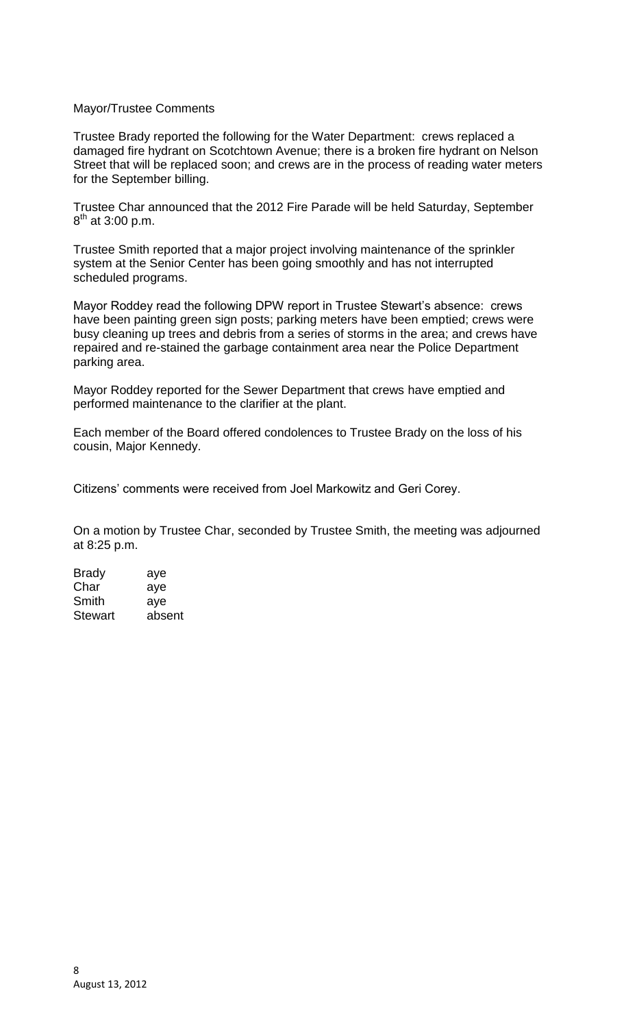Mayor/Trustee Comments

Trustee Brady reported the following for the Water Department: crews replaced a damaged fire hydrant on Scotchtown Avenue; there is a broken fire hydrant on Nelson Street that will be replaced soon; and crews are in the process of reading water meters for the September billing.

Trustee Char announced that the 2012 Fire Parade will be held Saturday, September 8th at 3:00 p.m.

Trustee Smith reported that a major project involving maintenance of the sprinkler system at the Senior Center has been going smoothly and has not interrupted scheduled programs.

Mayor Roddey read the following DPW report in Trustee Stewart's absence: crews have been painting green sign posts; parking meters have been emptied; crews were busy cleaning up trees and debris from a series of storms in the area; and crews have repaired and re-stained the garbage containment area near the Police Department parking area.

Mayor Roddey reported for the Sewer Department that crews have emptied and performed maintenance to the clarifier at the plant.

Each member of the Board offered condolences to Trustee Brady on the loss of his cousin, Major Kennedy.

Citizens' comments were received from Joel Markowitz and Geri Corey.

On a motion by Trustee Char, seconded by Trustee Smith, the meeting was adjourned at 8:25 p.m.

| | |
|---|---|
| Brady | aye |
| Char | aye |
| Smith | aye |
| Stewart | absent |